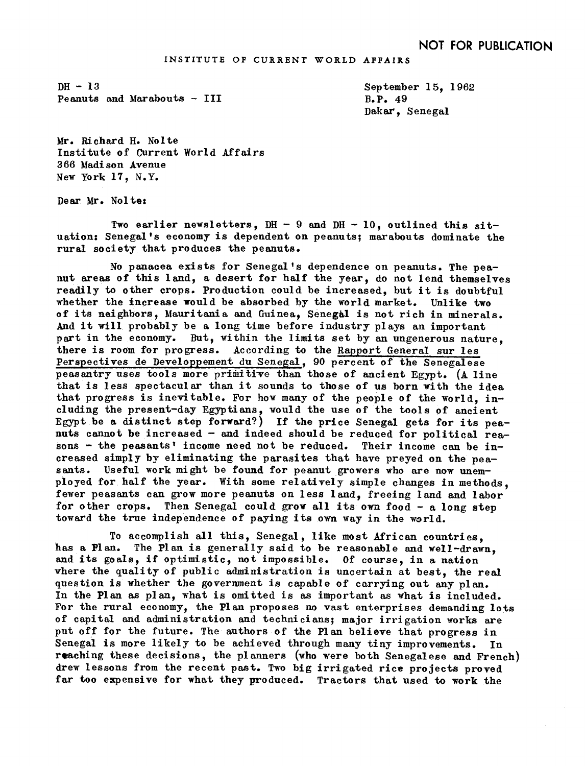NOT FOR PUBLICATION

INSTITUTE OF CURRENT WORLD AFFAIRS

DH - 13
Peanuts and Marabouts - III

September 15, 1962
B.P. 49
Dakar, Senegal

Mr. Richard H. Nolte
Institute of Current World Affairs
366 Madison Avenue
New York 17, N.Y.

Dear Mr. Nolte:

Two earlier newsletters, DH - 9 and DH - 10, outlined this situation: Senegal's economy is dependent on peanuts; marabouts dominate the rural society that produces the peanuts.

No panacea exists for Senegal's dependence on peanuts. The peanut areas of this land, a desert for half the year, do not lend themselves readily to other crops. Production could be increased, but it is doubtful whether the increase would be absorbed by the world market. Unlike two of its neighbors, Mauritania and Guinea, Senegal is not rich in minerals. And it will probably be a long time before industry plays an important part in the economy. But, within the limits set by an ungenerous nature, there is room for progress. According to the Rapport General sur les Perspectives de Developpement du Senegal, 90 percent of the Senegalese peasantry uses tools more primitive than those of ancient Egypt. (A line that is less spectacular than it sounds to those of us born with the idea that progress is inevitable. For how many of the people of the world, including the present-day Egyptians, would the use of the tools of ancient Egypt be a distinct step forward?) If the price Senegal gets for its peanuts cannot be increased - and indeed should be reduced for political reasons - the peasants' income need not be reduced. Their income can be increased simply by eliminating the parasites that have preyed on the peasants. Useful work might be found for peanut growers who are now unemployed for half the year. With some relatively simple changes in methods, fewer peasants can grow more peanuts on less land, freeing land and labor for other crops. Then Senegal could grow all its own food - a long step toward the true independence of paying its own way in the world.

To accomplish all this, Senegal, like most African countries, has a Plan. The Plan is generally said to be reasonable and well-drawn, and its goals, if optimistic, not impossible. Of course, in a nation where the quality of public administration is uncertain at best, the real question is whether the government is capable of carrying out any plan. In the Plan as plan, what is omitted is as important as what is included. For the rural economy, the Plan proposes no vast enterprises demanding lots of capital and administration and technicians; major irrigation works are put off for the future. The authors of the Plan believe that progress in Senegal is more likely to be achieved through many tiny improvements. In reaching these decisions, the planners (who were both Senegalese and French) drew lessons from the recent past. Two big irrigated rice projects proved far too expensive for what they produced. Tractors that used to work the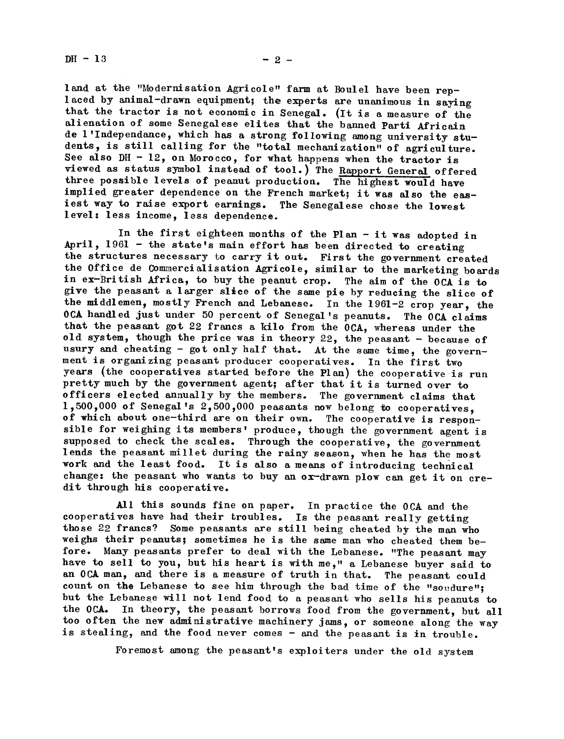land at the "Modernisation Agricole" farm at Boulel have been replaced by animal-drawn equipment; the experts are unanimous in saying that the tractor is not economic in Senegal. (It is a measure of the alienation of some Senegalese elites that the banned Parti Africain de l'Independance, which has a strong following among university students, is still calling for the "total mechanization" of agriculture. See also DH - 12, on Morocco, for what happens when the tractor is viewed as status symbol instead of tool.) The Rapport General offered three possible levels of peanut production. The highest would have implied greater dependence on the French market; it was also the easiest way to raise export earnings. The Senegalese chose the lowest level: less income, less dependence.

In the first eighteen months of the Plan - it was adopted in April, 1961 - the state's main effort has been directed to creating the structures necessary to carry it out. First the government created the Office de Commercialisation Agricole, similar to the marketing boards in ex-British Africa, to buy the peanut crop. The aim of the OCA is to give the peasant a larger slice of the same pie by reducing the slice of the middlemen, mostly French and Lebanese. In the 1961-2 crop year, the OCA handled just under 50 percent of Senegal's peanuts. The OCA claims that the peasant got 22 francs a kilo from the OCA, whereas under the old system, though the price was in theory 22, the peasant - because of usury and cheating - got only half that. At the same time, the government is organizing peasant producer cooperatives. In the first two years (the cooperatives started before the Plan) the cooperative is run pretty much by the government agent; after that it is turned over to officers elected annually by the members. The government claims that 1,500,000 of Senegal's 2,500,000 peasants now belong to cooperatives, of which about one-third are on their own. The cooperative is responsible for weighing its members' produce, though the government agent is supposed to check the scales. Through the cooperative, the government lends the peasant millet during the rainy season, when he has the most work and the least food. It is also a means of introducing technical change: the peasant who wants to buy an ox-drawn plow can get it on credit through his cooperative.

All this sounds fine on paper. In practice the OCA and the cooperatives have had their troubles. Is the peasant really getting those 22 francs? Some peasants are still being cheated by the man who weighs their peanuts; sometimes he is the same man who cheated them before. Many peasants prefer to deal with the Lebanese. "The peasant may have to sell to you, but his heart is with me," a Lebanese buyer said to an OCA man, and there is a measure of truth in that. The peasant could count on the Lebanese to see him through the bad time of the "soudure"; but the Lebanese will not lend food to a peasant who sells his peanuts to the OCA. In theory, the peasant borrows food from the government, but all too often the new administrative machinery jams, or someone along the way is stealing, and the food never comes - and the peasant is in trouble.

Foremost among the peasant's exploiters under the old system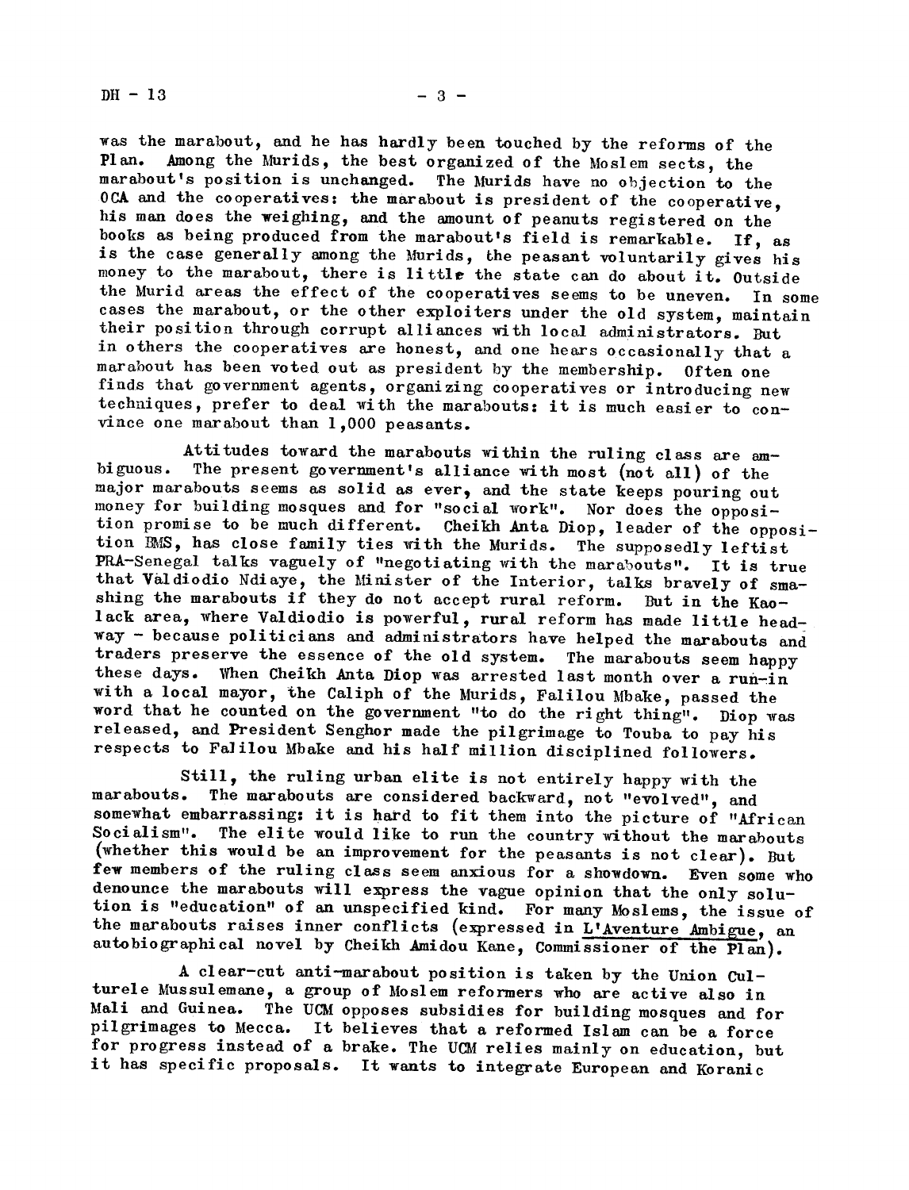was the marabout, and he has hardly been touched by the reforms of the Plan. Among the Murids, the best organized of the Moslem sects, the marabout's position is unchanged. The Murids have no objection to the OCA and the cooperatives: the marabout is president of the cooperative, his man does the weighing, and the amount of peanuts registered on the books as being produced from the marabout's field is remarkable. If, as is the case generally among the Murids, the peasant voluntarily gives his money to the marabout, there is little the state can do about it. Outside the Murid areas the effect of the cooperatives seems to be uneven. In some cases the marabout, or the other exploiters under the old system, maintain their position through corrupt alliances with local administrators. But in others the cooperatives are honest, and one hears occasionally that a marabout has been voted out as president by the membership. Often one finds that government agents, organizing cooperatives or introducing new techniques, prefer to deal with the marabouts: it is much easier to convince one marabout than 1,000 peasants.

Attitudes toward the marabouts within the ruling class are ambiguous. The present government's alliance with most (not all) of the major marabouts seems as solid as ever, and the state keeps pouring out money for building mosques and for "social work". Nor does the opposition promise to be much different. Cheikh Anta Diop, leader of the opposition BMS, has close family ties with the Murids. The supposedly leftist PRA-Senegal talks vaguely of "negotiating with the marabouts". It is true that Valdiodio Ndiaye, the Minister of the Interior, talks bravely of smashing the marabouts if they do not accept rural reform. But in the Kaolack area, where Valdiodio is powerful, rural reform has made little headway - because politicians and administrators have helped the marabouts and traders preserve the essence of the old system. The marabouts seem happy these days. When Cheikh Anta Diop was arrested last month over a run-in with a local mayor, the Caliph of the Murids, Falilou Mbake, passed the word that he counted on the government "to do the right thing". Diop was released, and President Senghor made the pilgrimage to Touba to pay his respects to Falilou Mbake and his half million disciplined followers.

Still, the ruling urban elite is not entirely happy with the marabouts. The marabouts are considered backward, not "evolved", and somewhat embarrassing: it is hard to fit them into the picture of "African Socialism". The elite would like to run the country without the marabouts (whether this would be an improvement for the peasants is not clear). But few members of the ruling class seem anxious for a showdown. Even some who denounce the marabouts will express the vague opinion that the only solution is "education" of an unspecified kind. For many Moslems, the issue of the marabouts raises inner conflicts (expressed in _L'Aventure Ambigue_, an autobiographical novel by Cheikh Amidou Kane, Commissioner of the Plan).

A clear-cut anti-marabout position is taken by the Union Culturele Mussulemane, a group of Moslem reformers who are active also in Mali and Guinea. The UCM opposes subsidies for building mosques and for pilgrimages to Mecca. It believes that a reformed Islam can be a force for progress instead of a brake. The UCM relies mainly on education, but it has specific proposals. It wants to integrate European and Koranic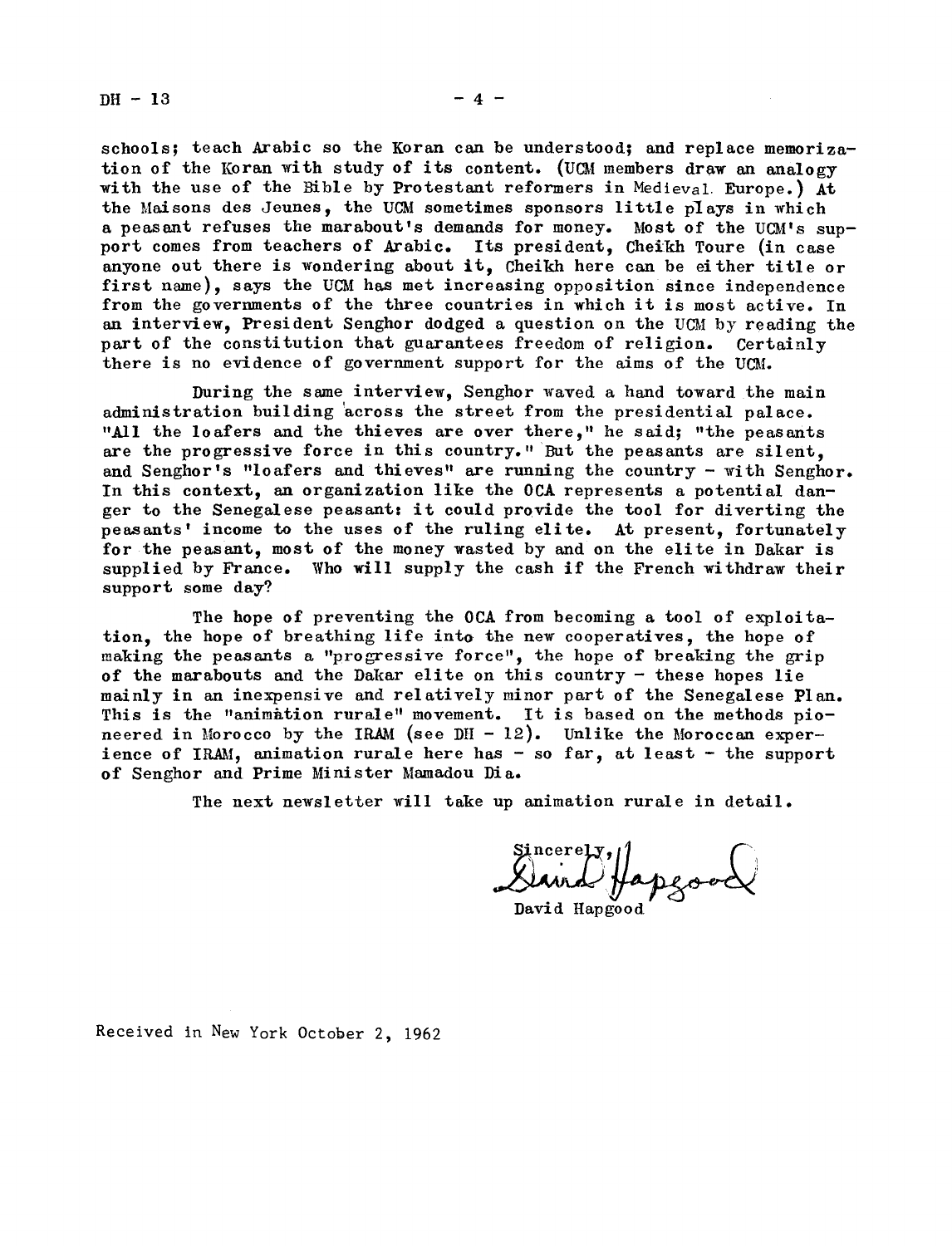schools; teach Arabic so the Koran can be understood; and replace memorization of the Koran with study of its content. (UCM members draw an analogy with the use of the Bible by Protestant reformers in Medieval Europe.) At the Maisons des Jeunes, the UCM sometimes sponsors little plays in which a peasant refuses the marabout's demands for money. Most of the UCM's support comes from teachers of Arabic. Its president, Cheikh Toure (in case anyone out there is wondering about it, Cheikh here can be either title or first name), says the UCM has met increasing opposition since independence from the governments of the three countries in which it is most active. In an interview, President Senghor dodged a question on the UCM by reading the part of the constitution that guarantees freedom of religion. Certainly there is no evidence of government support for the aims of the UCM.

During the same interview, Senghor waved a hand toward the main administration building across the street from the presidential palace. "All the loafers and the thieves are over there," he said; "the peasants are the progressive force in this country." But the peasants are silent, and Senghor's "loafers and thieves" are running the country - with Senghor. In this context, an organization like the OCA represents a potential danger to the Senegalese peasant: it could provide the tool for diverting the peasants' income to the uses of the ruling elite. At present, fortunately for the peasant, most of the money wasted by and on the elite in Dakar is supplied by France. Who will supply the cash if the French withdraw their support some day?

The hope of preventing the OCA from becoming a tool of exploitation, the hope of breathing life into the new cooperatives, the hope of making the peasants a "progressive force", the hope of breaking the grip of the marabouts and the Dakar elite on this country - these hopes lie mainly in an inexpensive and relatively minor part of the Senegalese Plan. This is the "animàtion rurale" movement. It is based on the methods pioneered in Morocco by the IRAM (see DH - 12). Unlike the Moroccan experience of IRAM, animation rurale here has - so far, at least - the support of Senghor and Prime Minister Mamadou Dia.

The next newsletter will take up animation rurale in detail.

Sincerely,

David Hapgood

Received in New York October 2, 1962